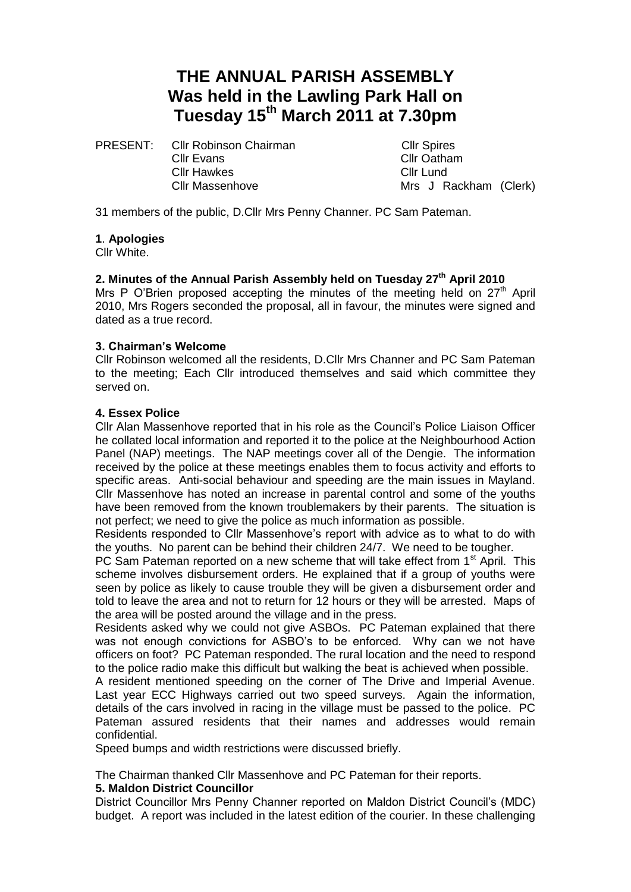# THE ANNUAL PARISH ASSEMBLY
# Was held in the Lawling Park Hall on
# Tuesday 15th March 2011 at 7.30pm

| PRESENT: | Cllr Robinson Chairman | Cllr Spires |
|---|---|---|
| | Cllr Evans | Cllr Oatham |
| | Cllr Hawkes | Cllr Lund |
| | Cllr Massenhove | Mrs J Rackham (Clerk) |

31 members of the public, D.Cllr Mrs Penny Channer. PC Sam Pateman.

**1**. **Apologies**

Cllr White.

**2. Minutes of the Annual Parish Assembly held on Tuesday 27th April 2010**

Mrs P O'Brien proposed accepting the minutes of the meeting held on 27th April 2010, Mrs Rogers seconded the proposal, all in favour, the minutes were signed and dated as a true record.

**3. Chairman's Welcome**

Cllr Robinson welcomed all the residents, D.Cllr Mrs Channer and PC Sam Pateman to the meeting; Each Cllr introduced themselves and said which committee they served on.

**4. Essex Police**

Cllr Alan Massenhove reported that in his role as the Council's Police Liaison Officer he collated local information and reported it to the police at the Neighbourhood Action Panel (NAP) meetings. The NAP meetings cover all of the Dengie. The information received by the police at these meetings enables them to focus activity and efforts to specific areas. Anti-social behaviour and speeding are the main issues in Mayland. Cllr Massenhove has noted an increase in parental control and some of the youths have been removed from the known troublemakers by their parents. The situation is not perfect; we need to give the police as much information as possible.

Residents responded to Cllr Massenhove's report with advice as to what to do with the youths. No parent can be behind their children 24/7. We need to be tougher.

PC Sam Pateman reported on a new scheme that will take effect from 1st April. This scheme involves disbursement orders. He explained that if a group of youths were seen by police as likely to cause trouble they will be given a disbursement order and told to leave the area and not to return for 12 hours or they will be arrested. Maps of the area will be posted around the village and in the press.

Residents asked why we could not give ASBOs. PC Pateman explained that there was not enough convictions for ASBO's to be enforced. Why can we not have officers on foot? PC Pateman responded. The rural location and the need to respond to the police radio make this difficult but walking the beat is achieved when possible.

A resident mentioned speeding on the corner of The Drive and Imperial Avenue. Last year ECC Highways carried out two speed surveys. Again the information, details of the cars involved in racing in the village must be passed to the police. PC Pateman assured residents that their names and addresses would remain confidential.

Speed bumps and width restrictions were discussed briefly.

The Chairman thanked Cllr Massenhove and PC Pateman for their reports.

**5. Maldon District Councillor**

District Councillor Mrs Penny Channer reported on Maldon District Council's (MDC) budget. A report was included in the latest edition of the courier. In these challenging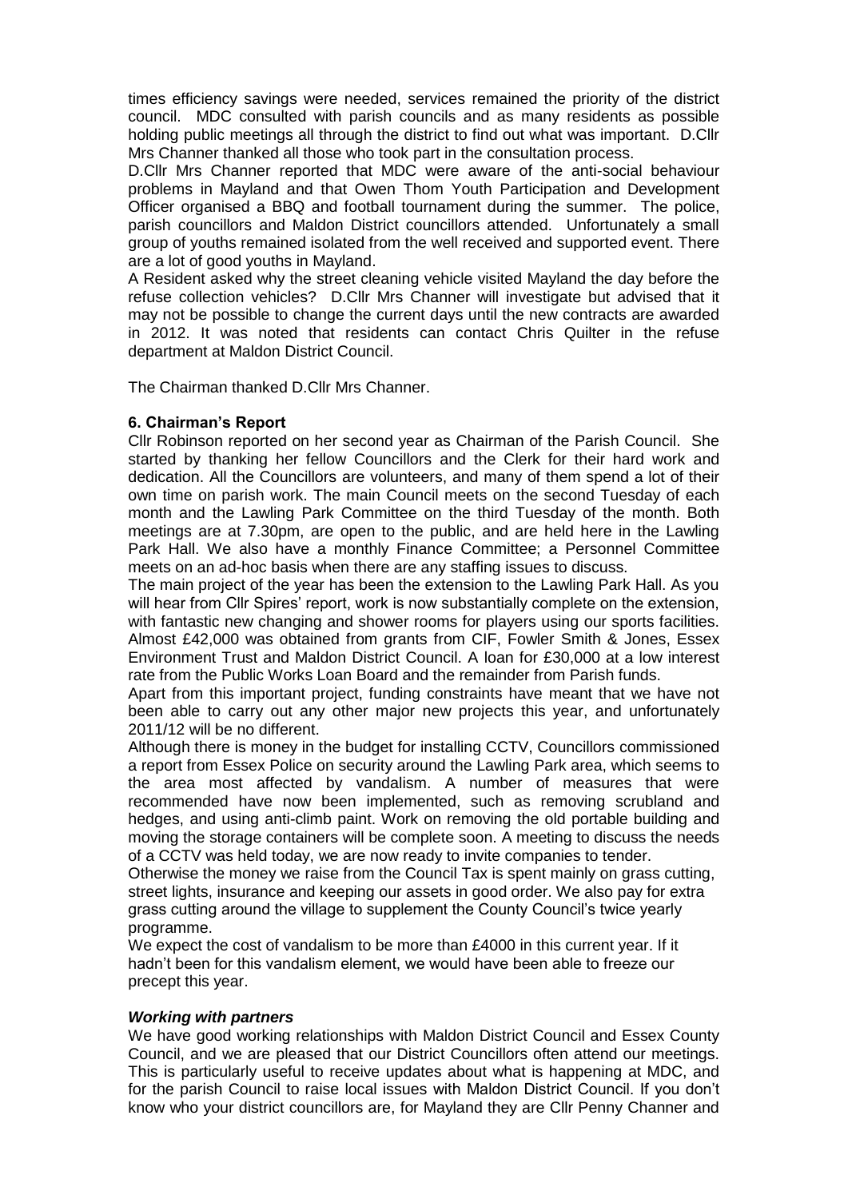times efficiency savings were needed, services remained the priority of the district council. MDC consulted with parish councils and as many residents as possible holding public meetings all through the district to find out what was important. D.Cllr Mrs Channer thanked all those who took part in the consultation process.

D.Cllr Mrs Channer reported that MDC were aware of the anti-social behaviour problems in Mayland and that Owen Thom Youth Participation and Development Officer organised a BBQ and football tournament during the summer. The police, parish councillors and Maldon District councillors attended. Unfortunately a small group of youths remained isolated from the well received and supported event. There are a lot of good youths in Mayland.

A Resident asked why the street cleaning vehicle visited Mayland the day before the refuse collection vehicles? D.Cllr Mrs Channer will investigate but advised that it may not be possible to change the current days until the new contracts are awarded in 2012. It was noted that residents can contact Chris Quilter in the refuse department at Maldon District Council.

The Chairman thanked D.Cllr Mrs Channer.

**6. Chairman's Report**

Cllr Robinson reported on her second year as Chairman of the Parish Council. She started by thanking her fellow Councillors and the Clerk for their hard work and dedication. All the Councillors are volunteers, and many of them spend a lot of their own time on parish work. The main Council meets on the second Tuesday of each month and the Lawling Park Committee on the third Tuesday of the month. Both meetings are at 7.30pm, are open to the public, and are held here in the Lawling Park Hall. We also have a monthly Finance Committee; a Personnel Committee meets on an ad-hoc basis when there are any staffing issues to discuss.

The main project of the year has been the extension to the Lawling Park Hall. As you will hear from Cllr Spires' report, work is now substantially complete on the extension, with fantastic new changing and shower rooms for players using our sports facilities. Almost £42,000 was obtained from grants from CIF, Fowler Smith & Jones, Essex Environment Trust and Maldon District Council. A loan for £30,000 at a low interest rate from the Public Works Loan Board and the remainder from Parish funds.

Apart from this important project, funding constraints have meant that we have not been able to carry out any other major new projects this year, and unfortunately 2011/12 will be no different.

Although there is money in the budget for installing CCTV, Councillors commissioned a report from Essex Police on security around the Lawling Park area, which seems to the area most affected by vandalism. A number of measures that were recommended have now been implemented, such as removing scrubland and hedges, and using anti-climb paint. Work on removing the old portable building and moving the storage containers will be complete soon. A meeting to discuss the needs of a CCTV was held today, we are now ready to invite companies to tender.

Otherwise the money we raise from the Council Tax is spent mainly on grass cutting, street lights, insurance and keeping our assets in good order. We also pay for extra grass cutting around the village to supplement the County Council's twice yearly programme.

We expect the cost of vandalism to be more than £4000 in this current year. If it hadn't been for this vandalism element, we would have been able to freeze our precept this year.

***Working with partners***

We have good working relationships with Maldon District Council and Essex County Council, and we are pleased that our District Councillors often attend our meetings. This is particularly useful to receive updates about what is happening at MDC, and for the parish Council to raise local issues with Maldon District Council. If you don't know who your district councillors are, for Mayland they are Cllr Penny Channer and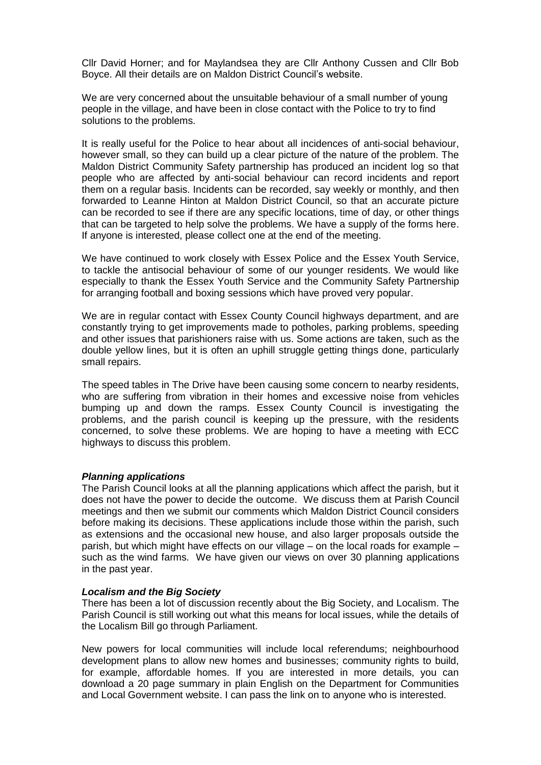Cllr David Horner; and for Maylandsea they are Cllr Anthony Cussen and Cllr Bob Boyce. All their details are on Maldon District Council's website.

We are very concerned about the unsuitable behaviour of a small number of young people in the village, and have been in close contact with the Police to try to find solutions to the problems.

It is really useful for the Police to hear about all incidences of anti-social behaviour, however small, so they can build up a clear picture of the nature of the problem. The Maldon District Community Safety partnership has produced an incident log so that people who are affected by anti-social behaviour can record incidents and report them on a regular basis. Incidents can be recorded, say weekly or monthly, and then forwarded to Leanne Hinton at Maldon District Council, so that an accurate picture can be recorded to see if there are any specific locations, time of day, or other things that can be targeted to help solve the problems. We have a supply of the forms here. If anyone is interested, please collect one at the end of the meeting.

We have continued to work closely with Essex Police and the Essex Youth Service, to tackle the antisocial behaviour of some of our younger residents. We would like especially to thank the Essex Youth Service and the Community Safety Partnership for arranging football and boxing sessions which have proved very popular.

We are in regular contact with Essex County Council highways department, and are constantly trying to get improvements made to potholes, parking problems, speeding and other issues that parishioners raise with us. Some actions are taken, such as the double yellow lines, but it is often an uphill struggle getting things done, particularly small repairs.

The speed tables in The Drive have been causing some concern to nearby residents, who are suffering from vibration in their homes and excessive noise from vehicles bumping up and down the ramps. Essex County Council is investigating the problems, and the parish council is keeping up the pressure, with the residents concerned, to solve these problems. We are hoping to have a meeting with ECC highways to discuss this problem.

***Planning applications***

The Parish Council looks at all the planning applications which affect the parish, but it does not have the power to decide the outcome. We discuss them at Parish Council meetings and then we submit our comments which Maldon District Council considers before making its decisions. These applications include those within the parish, such as extensions and the occasional new house, and also larger proposals outside the parish, but which might have effects on our village – on the local roads for example – such as the wind farms. We have given our views on over 30 planning applications in the past year.

***Localism and the Big Society***

There has been a lot of discussion recently about the Big Society, and Localism. The Parish Council is still working out what this means for local issues, while the details of the Localism Bill go through Parliament.

New powers for local communities will include local referendums; neighbourhood development plans to allow new homes and businesses; community rights to build, for example, affordable homes. If you are interested in more details, you can download a 20 page summary in plain English on the Department for Communities and Local Government website. I can pass the link on to anyone who is interested.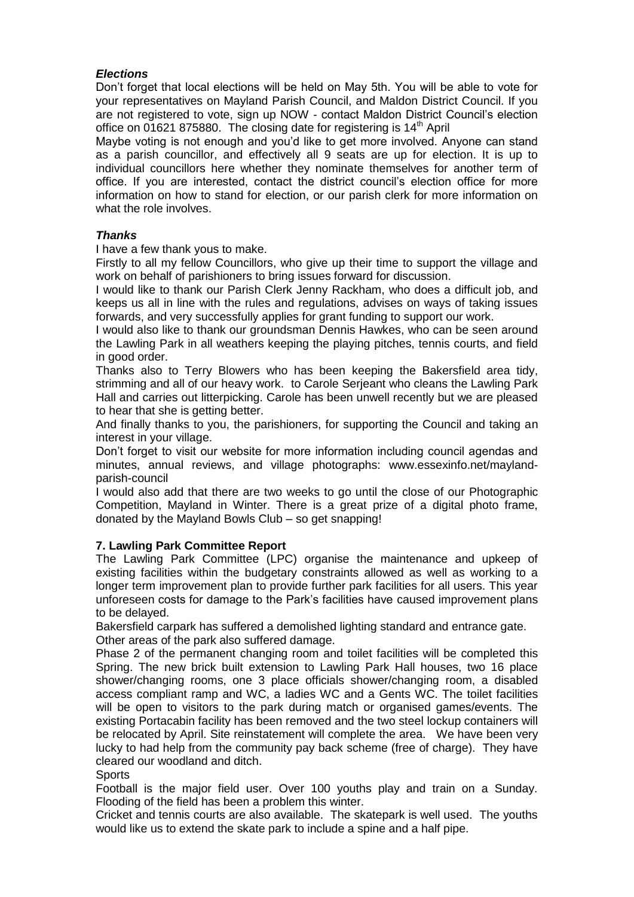### *Elections*

Don't forget that local elections will be held on May 5th. You will be able to vote for your representatives on Mayland Parish Council, and Maldon District Council. If you are not registered to vote, sign up NOW - contact Maldon District Council's election office on 01621 875880. The closing date for registering is 14th April

Maybe voting is not enough and you'd like to get more involved. Anyone can stand as a parish councillor, and effectively all 9 seats are up for election. It is up to individual councillors here whether they nominate themselves for another term of office. If you are interested, contact the district council's election office for more information on how to stand for election, or our parish clerk for more information on what the role involves.

### *Thanks*

I have a few thank yous to make.

Firstly to all my fellow Councillors, who give up their time to support the village and work on behalf of parishioners to bring issues forward for discussion.

I would like to thank our Parish Clerk Jenny Rackham, who does a difficult job, and keeps us all in line with the rules and regulations, advises on ways of taking issues forwards, and very successfully applies for grant funding to support our work.

I would also like to thank our groundsman Dennis Hawkes, who can be seen around the Lawling Park in all weathers keeping the playing pitches, tennis courts, and field in good order.

Thanks also to Terry Blowers who has been keeping the Bakersfield area tidy, strimming and all of our heavy work. to Carole Serjeant who cleans the Lawling Park Hall and carries out litterpicking. Carole has been unwell recently but we are pleased to hear that she is getting better.

And finally thanks to you, the parishioners, for supporting the Council and taking an interest in your village.

Don't forget to visit our website for more information including council agendas and minutes, annual reviews, and village photographs: www.essexinfo.net/mayland-parish-council

I would also add that there are two weeks to go until the close of our Photographic Competition, Mayland in Winter. There is a great prize of a digital photo frame, donated by the Mayland Bowls Club – so get snapping!

## 7. Lawling Park Committee Report

The Lawling Park Committee (LPC) organise the maintenance and upkeep of existing facilities within the budgetary constraints allowed as well as working to a longer term improvement plan to provide further park facilities for all users. This year unforeseen costs for damage to the Park's facilities have caused improvement plans to be delayed.

Bakersfield carpark has suffered a demolished lighting standard and entrance gate.

Other areas of the park also suffered damage.

Phase 2 of the permanent changing room and toilet facilities will be completed this Spring. The new brick built extension to Lawling Park Hall houses, two 16 place shower/changing rooms, one 3 place officials shower/changing room, a disabled access compliant ramp and WC, a ladies WC and a Gents WC. The toilet facilities will be open to visitors to the park during match or organised games/events. The existing Portacabin facility has been removed and the two steel lockup containers will be relocated by April. Site reinstatement will complete the area. We have been very lucky to had help from the community pay back scheme (free of charge). They have cleared our woodland and ditch.

Sports

Football is the major field user. Over 100 youths play and train on a Sunday. Flooding of the field has been a problem this winter.

Cricket and tennis courts are also available. The skatepark is well used. The youths would like us to extend the skate park to include a spine and a half pipe.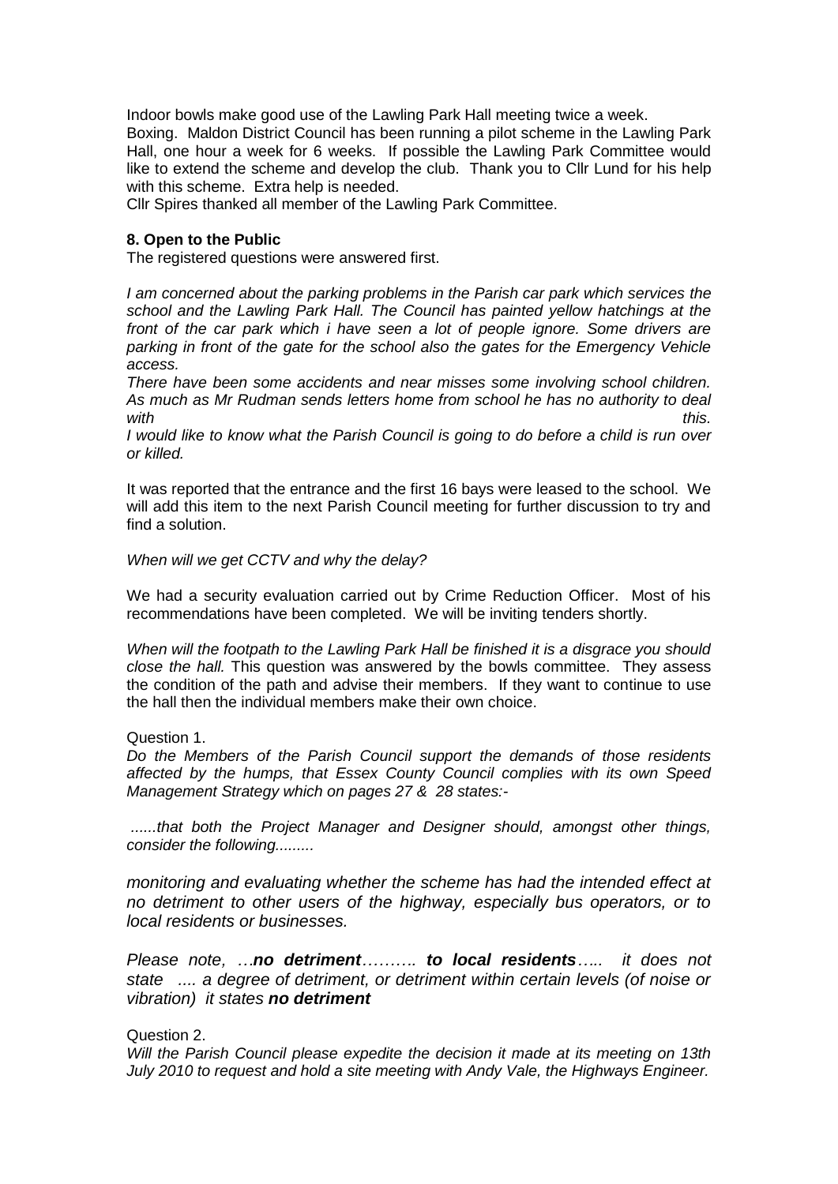Indoor bowls make good use of the Lawling Park Hall meeting twice a week.
Boxing. Maldon District Council has been running a pilot scheme in the Lawling Park Hall, one hour a week for 6 weeks. If possible the Lawling Park Committee would like to extend the scheme and develop the club. Thank you to Cllr Lund for his help with this scheme. Extra help is needed.
Cllr Spires thanked all member of the Lawling Park Committee.

**8. Open to the Public**

The registered questions were answered first.

*I am concerned about the parking problems in the Parish car park which services the school and the Lawling Park Hall. The Council has painted yellow hatchings at the front of the car park which i have seen a lot of people ignore. Some drivers are parking in front of the gate for the school also the gates for the Emergency Vehicle access.*

*There have been some accidents and near misses some involving school children. As much as Mr Rudman sends letters home from school he has no authority to deal with this.*

*I would like to know what the Parish Council is going to do before a child is run over or killed.*

It was reported that the entrance and the first 16 bays were leased to the school. We will add this item to the next Parish Council meeting for further discussion to try and find a solution.

*When will we get CCTV and why the delay?*

We had a security evaluation carried out by Crime Reduction Officer. Most of his recommendations have been completed. We will be inviting tenders shortly.

*When will the footpath to the Lawling Park Hall be finished it is a disgrace you should close the hall.* This question was answered by the bowls committee. They assess the condition of the path and advise their members. If they want to continue to use the hall then the individual members make their own choice.

Question 1.

*Do the Members of the Parish Council support the demands of those residents affected by the humps, that Essex County Council complies with its own Speed Management Strategy which on pages 27 & 28 states:-*

*......that both the Project Manager and Designer should, amongst other things, consider the following.........*

*monitoring and evaluating whether the scheme has had the intended effect at no detriment to other users of the highway, especially bus operators, or to local residents or businesses.*

*Please note, …**no detriment**………. **to local residents**….. it does not state .... a degree of detriment, or detriment within certain levels (of noise or vibration) it states **no detriment***

Question 2.

*Will the Parish Council please expedite the decision it made at its meeting on 13th July 2010 to request and hold a site meeting with Andy Vale, the Highways Engineer.*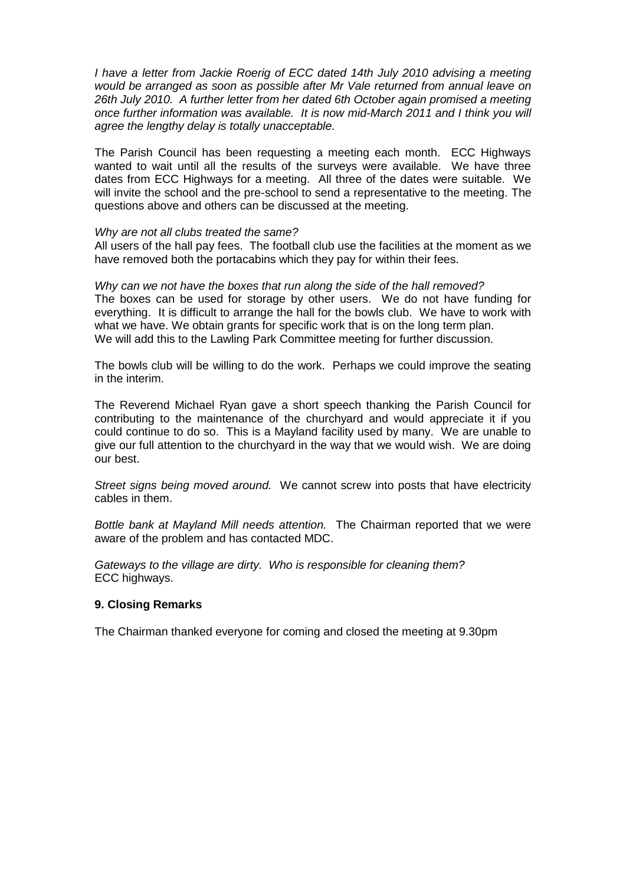*I have a letter from Jackie Roerig of ECC dated 14th July 2010 advising a meeting would be arranged as soon as possible after Mr Vale returned from annual leave on 26th July 2010. A further letter from her dated 6th October again promised a meeting once further information was available. It is now mid-March 2011 and I think you will agree the lengthy delay is totally unacceptable.*

The Parish Council has been requesting a meeting each month. ECC Highways wanted to wait until all the results of the surveys were available. We have three dates from ECC Highways for a meeting. All three of the dates were suitable. We will invite the school and the pre-school to send a representative to the meeting. The questions above and others can be discussed at the meeting.

*Why are not all clubs treated the same?*
All users of the hall pay fees. The football club use the facilities at the moment as we have removed both the portacabins which they pay for within their fees.

*Why can we not have the boxes that run along the side of the hall removed?*
The boxes can be used for storage by other users. We do not have funding for everything. It is difficult to arrange the hall for the bowls club. We have to work with what we have. We obtain grants for specific work that is on the long term plan.
We will add this to the Lawling Park Committee meeting for further discussion.

The bowls club will be willing to do the work. Perhaps we could improve the seating in the interim.

The Reverend Michael Ryan gave a short speech thanking the Parish Council for contributing to the maintenance of the churchyard and would appreciate it if you could continue to do so. This is a Mayland facility used by many. We are unable to give our full attention to the churchyard in the way that we would wish. We are doing our best.

*Street signs being moved around.* We cannot screw into posts that have electricity cables in them.

*Bottle bank at Mayland Mill needs attention.* The Chairman reported that we were aware of the problem and has contacted MDC.

*Gateways to the village are dirty. Who is responsible for cleaning them?*
ECC highways.

**9. Closing Remarks**

The Chairman thanked everyone for coming and closed the meeting at 9.30pm